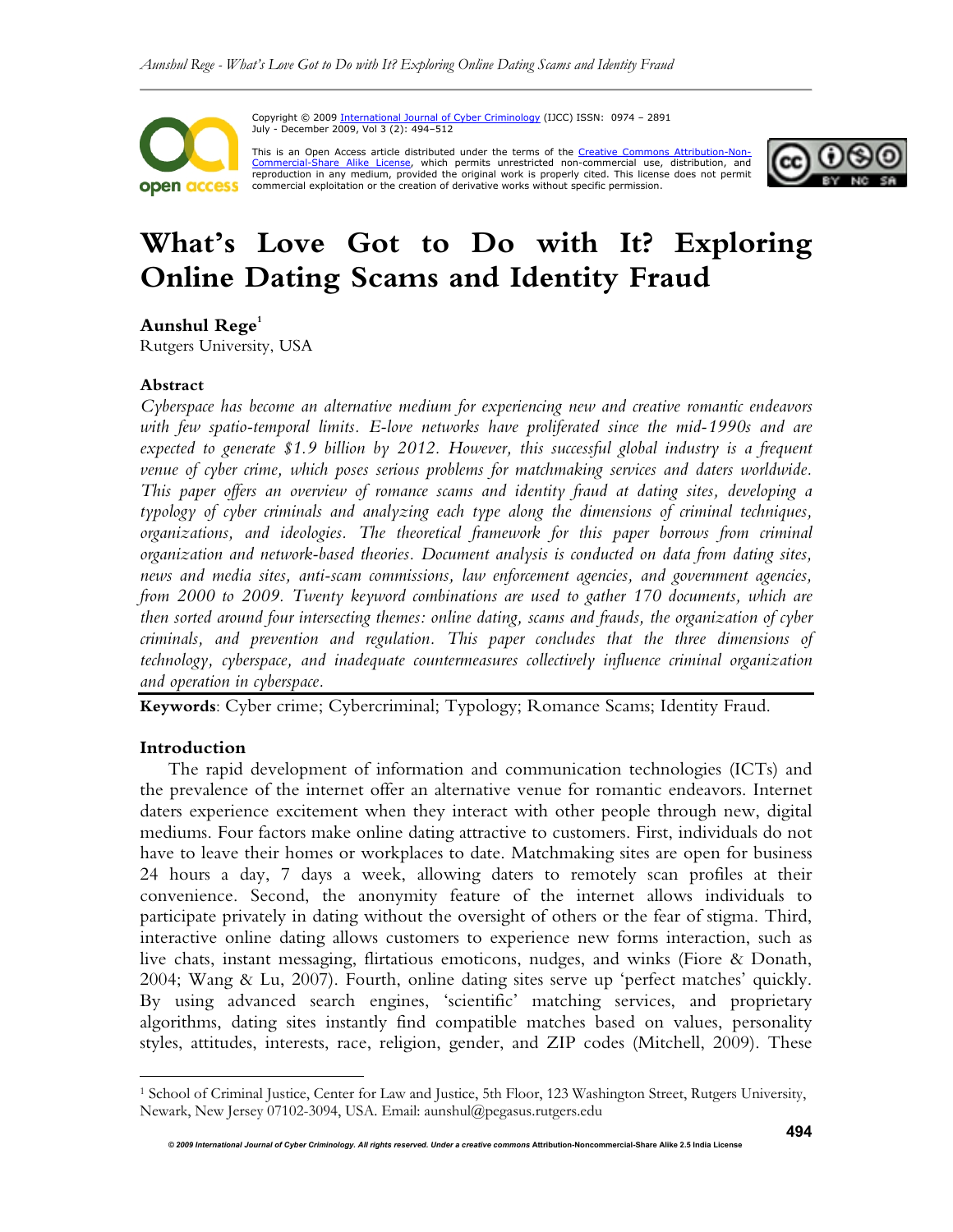Copyright © 2009 International Journal of Cyber Criminology (IJCC) ISSN: 0974 – 2891
July - December 2009, Vol 3 (2): 494–512

This is an Open Access article distributed under the terms of the Creative Commons Attribution-Non-Commercial-Share Alike License, which permits unrestricted non-commercial use, distribution, and reproduction in any medium, provided the original work is properly cited. This license does not permit commercial exploitation or the creation of derivative works without specific permission.

# What's Love Got to Do with It? Exploring Online Dating Scams and Identity Fraud

**Aunshul Rege**[1]
Rutgers University, USA

### Abstract

*Cyberspace has become an alternative medium for experiencing new and creative romantic endeavors with few spatio-temporal limits. E-love networks have proliferated since the mid-1990s and are expected to generate $1.9 billion by 2012. However, this successful global industry is a frequent venue of cyber crime, which poses serious problems for matchmaking services and daters worldwide. This paper offers an overview of romance scams and identity fraud at dating sites, developing a typology of cyber criminals and analyzing each type along the dimensions of criminal techniques, organizations, and ideologies. The theoretical framework for this paper borrows from criminal organization and network-based theories. Document analysis is conducted on data from dating sites, news and media sites, anti-scam commissions, law enforcement agencies, and government agencies, from 2000 to 2009. Twenty keyword combinations are used to gather 170 documents, which are then sorted around four intersecting themes: online dating, scams and frauds, the organization of cyber criminals, and prevention and regulation. This paper concludes that the three dimensions of technology, cyberspace, and inadequate countermeasures collectively influence criminal organization and operation in cyberspace.*

**Keywords**: Cyber crime; Cybercriminal; Typology; Romance Scams; Identity Fraud.

### Introduction

The rapid development of information and communication technologies (ICTs) and the prevalence of the internet offer an alternative venue for romantic endeavors. Internet daters experience excitement when they interact with other people through new, digital mediums. Four factors make online dating attractive to customers. First, individuals do not have to leave their homes or workplaces to date. Matchmaking sites are open for business 24 hours a day, 7 days a week, allowing daters to remotely scan profiles at their convenience. Second, the anonymity feature of the internet allows individuals to participate privately in dating without the oversight of others or the fear of stigma. Third, interactive online dating allows customers to experience new forms interaction, such as live chats, instant messaging, flirtatious emoticons, nudges, and winks (Fiore & Donath, 2004; Wang & Lu, 2007). Fourth, online dating sites serve up 'perfect matches' quickly. By using advanced search engines, 'scientific' matching services, and proprietary algorithms, dating sites instantly find compatible matches based on values, personality styles, attitudes, interests, race, religion, gender, and ZIP codes (Mitchell, 2009). These

---

[1] School of Criminal Justice, Center for Law and Justice, 5th Floor, 123 Washington Street, Rutgers University, Newark, New Jersey 07102-3094, USA. Email: aunshul@pegasus.rutgers.edu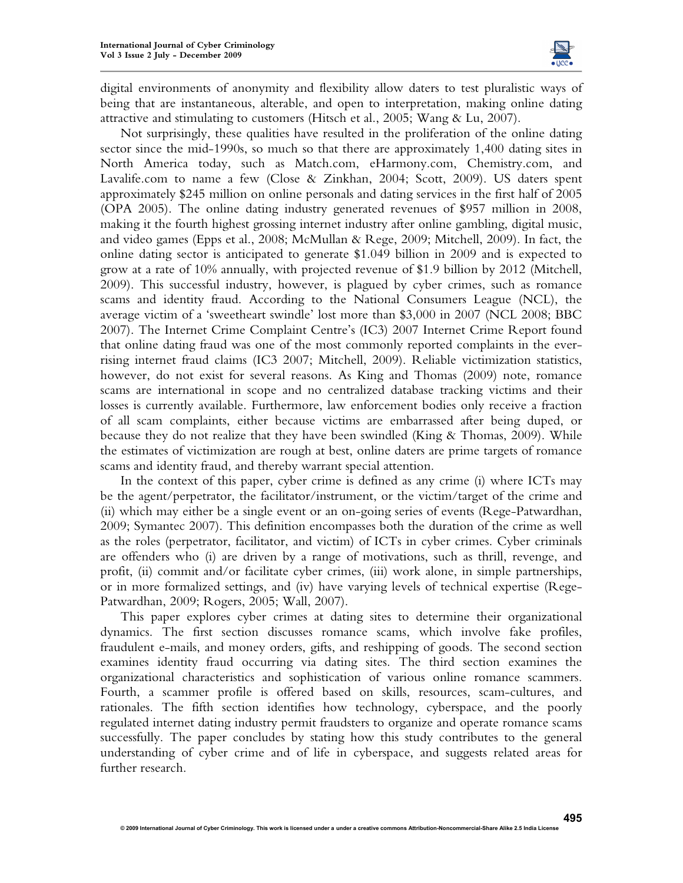digital environments of anonymity and flexibility allow daters to test pluralistic ways of being that are instantaneous, alterable, and open to interpretation, making online dating attractive and stimulating to customers (Hitsch et al., 2005; Wang & Lu, 2007).

Not surprisingly, these qualities have resulted in the proliferation of the online dating sector since the mid-1990s, so much so that there are approximately 1,400 dating sites in North America today, such as Match.com, eHarmony.com, Chemistry.com, and Lavalife.com to name a few (Close & Zinkhan, 2004; Scott, 2009). US daters spent approximately $245 million on online personals and dating services in the first half of 2005 (OPA 2005). The online dating industry generated revenues of $957 million in 2008, making it the fourth highest grossing internet industry after online gambling, digital music, and video games (Epps et al., 2008; McMullan & Rege, 2009; Mitchell, 2009). In fact, the online dating sector is anticipated to generate $1.049 billion in 2009 and is expected to grow at a rate of 10% annually, with projected revenue of $1.9 billion by 2012 (Mitchell, 2009). This successful industry, however, is plagued by cyber crimes, such as romance scams and identity fraud. According to the National Consumers League (NCL), the average victim of a 'sweetheart swindle' lost more than $3,000 in 2007 (NCL 2008; BBC 2007). The Internet Crime Complaint Centre's (IC3) 2007 Internet Crime Report found that online dating fraud was one of the most commonly reported complaints in the ever-rising internet fraud claims (IC3 2007; Mitchell, 2009). Reliable victimization statistics, however, do not exist for several reasons. As King and Thomas (2009) note, romance scams are international in scope and no centralized database tracking victims and their losses is currently available. Furthermore, law enforcement bodies only receive a fraction of all scam complaints, either because victims are embarrassed after being duped, or because they do not realize that they have been swindled (King & Thomas, 2009). While the estimates of victimization are rough at best, online daters are prime targets of romance scams and identity fraud, and thereby warrant special attention.

In the context of this paper, cyber crime is defined as any crime (i) where ICTs may be the agent/perpetrator, the facilitator/instrument, or the victim/target of the crime and (ii) which may either be a single event or an on-going series of events (Rege-Patwardhan, 2009; Symantec 2007). This definition encompasses both the duration of the crime as well as the roles (perpetrator, facilitator, and victim) of ICTs in cyber crimes. Cyber criminals are offenders who (i) are driven by a range of motivations, such as thrill, revenge, and profit, (ii) commit and/or facilitate cyber crimes, (iii) work alone, in simple partnerships, or in more formalized settings, and (iv) have varying levels of technical expertise (Rege-Patwardhan, 2009; Rogers, 2005; Wall, 2007).

This paper explores cyber crimes at dating sites to determine their organizational dynamics. The first section discusses romance scams, which involve fake profiles, fraudulent e-mails, and money orders, gifts, and reshipping of goods. The second section examines identity fraud occurring via dating sites. The third section examines the organizational characteristics and sophistication of various online romance scammers. Fourth, a scammer profile is offered based on skills, resources, scam-cultures, and rationales. The fifth section identifies how technology, cyberspace, and the poorly regulated internet dating industry permit fraudsters to organize and operate romance scams successfully. The paper concludes by stating how this study contributes to the general understanding of cyber crime and of life in cyberspace, and suggests related areas for further research.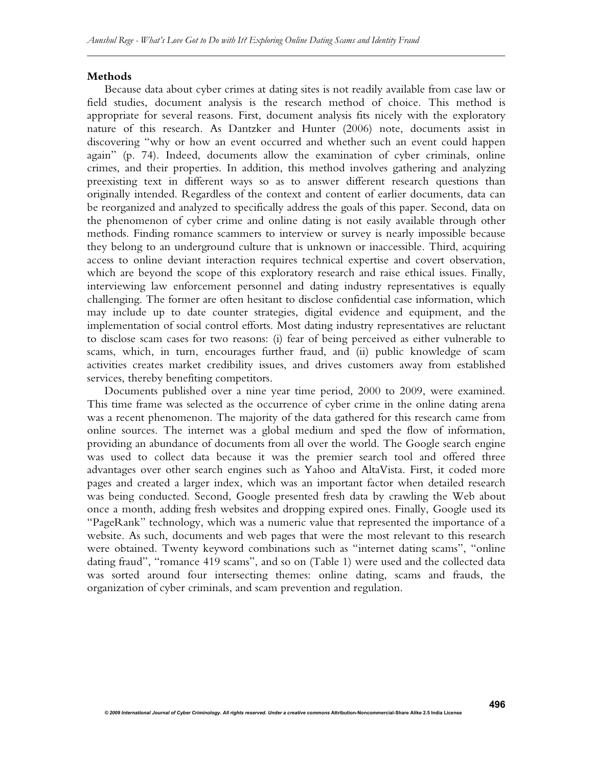## Methods

Because data about cyber crimes at dating sites is not readily available from case law or field studies, document analysis is the research method of choice. This method is appropriate for several reasons. First, document analysis fits nicely with the exploratory nature of this research. As Dantzker and Hunter (2006) note, documents assist in discovering "why or how an event occurred and whether such an event could happen again" (p. 74). Indeed, documents allow the examination of cyber criminals, online crimes, and their properties. In addition, this method involves gathering and analyzing preexisting text in different ways so as to answer different research questions than originally intended. Regardless of the context and content of earlier documents, data can be reorganized and analyzed to specifically address the goals of this paper. Second, data on the phenomenon of cyber crime and online dating is not easily available through other methods. Finding romance scammers to interview or survey is nearly impossible because they belong to an underground culture that is unknown or inaccessible. Third, acquiring access to online deviant interaction requires technical expertise and covert observation, which are beyond the scope of this exploratory research and raise ethical issues. Finally, interviewing law enforcement personnel and dating industry representatives is equally challenging. The former are often hesitant to disclose confidential case information, which may include up to date counter strategies, digital evidence and equipment, and the implementation of social control efforts. Most dating industry representatives are reluctant to disclose scam cases for two reasons: (i) fear of being perceived as either vulnerable to scams, which, in turn, encourages further fraud, and (ii) public knowledge of scam activities creates market credibility issues, and drives customers away from established services, thereby benefiting competitors.

Documents published over a nine year time period, 2000 to 2009, were examined. This time frame was selected as the occurrence of cyber crime in the online dating arena was a recent phenomenon. The majority of the data gathered for this research came from online sources. The internet was a global medium and sped the flow of information, providing an abundance of documents from all over the world. The Google search engine was used to collect data because it was the premier search tool and offered three advantages over other search engines such as Yahoo and AltaVista. First, it coded more pages and created a larger index, which was an important factor when detailed research was being conducted. Second, Google presented fresh data by crawling the Web about once a month, adding fresh websites and dropping expired ones. Finally, Google used its "PageRank" technology, which was a numeric value that represented the importance of a website. As such, documents and web pages that were the most relevant to this research were obtained. Twenty keyword combinations such as "internet dating scams", "online dating fraud", "romance 419 scams", and so on (Table 1) were used and the collected data was sorted around four intersecting themes: online dating, scams and frauds, the organization of cyber criminals, and scam prevention and regulation.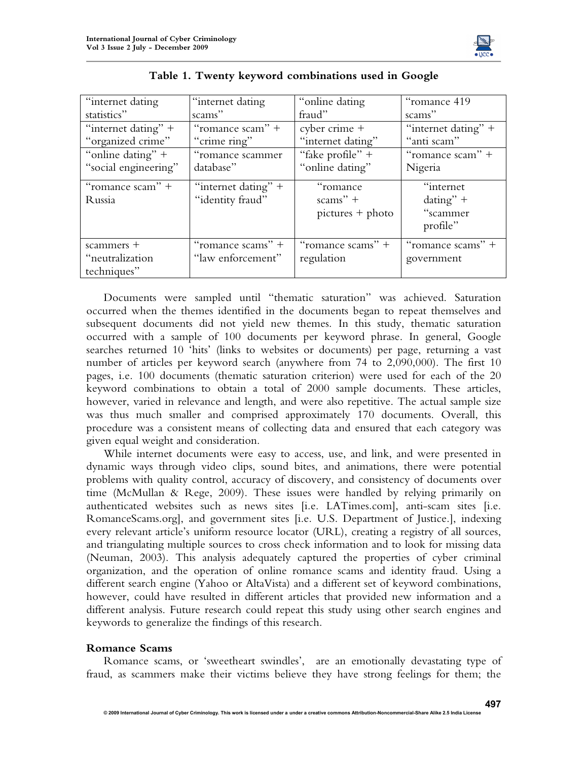**Table 1. Twenty keyword combinations used in Google**

| | | | |
|---|---|---|---|
| "internet dating statistics" | "internet dating scams" | "online dating fraud" | "romance 419 scams" |
| "internet dating" + "organized crime" | "romance scam" + "crime ring" | cyber crime + "internet dating" | "internet dating" + "anti scam" |
| "online dating" + "social engineering" | "romance scammer database" | "fake profile" + "online dating" | "romance scam" + Nigeria |
| "romance scam" + Russia | "internet dating" + "identity fraud" | "romance scams" + pictures + photo | "internet dating" + "scammer profile" |
| scammers + "neutralization techniques" | "romance scams" + "law enforcement" | "romance scams" + regulation | "romance scams" + government |

Documents were sampled until "thematic saturation" was achieved. Saturation occurred when the themes identified in the documents began to repeat themselves and subsequent documents did not yield new themes. In this study, thematic saturation occurred with a sample of 100 documents per keyword phrase. In general, Google searches returned 10 'hits' (links to websites or documents) per page, returning a vast number of articles per keyword search (anywhere from 74 to 2,090,000). The first 10 pages, i.e. 100 documents (thematic saturation criterion) were used for each of the 20 keyword combinations to obtain a total of 2000 sample documents. These articles, however, varied in relevance and length, and were also repetitive. The actual sample size was thus much smaller and comprised approximately 170 documents. Overall, this procedure was a consistent means of collecting data and ensured that each category was given equal weight and consideration.

While internet documents were easy to access, use, and link, and were presented in dynamic ways through video clips, sound bites, and animations, there were potential problems with quality control, accuracy of discovery, and consistency of documents over time (McMullan & Rege, 2009). These issues were handled by relying primarily on authenticated websites such as news sites [i.e. LATimes.com], anti-scam sites [i.e. RomanceScams.org], and government sites [i.e. U.S. Department of Justice.], indexing every relevant article's uniform resource locator (URL), creating a registry of all sources, and triangulating multiple sources to cross check information and to look for missing data (Neuman, 2003). This analysis adequately captured the properties of cyber criminal organization, and the operation of online romance scams and identity fraud. Using a different search engine (Yahoo or AltaVista) and a different set of keyword combinations, however, could have resulted in different articles that provided new information and a different analysis. Future research could repeat this study using other search engines and keywords to generalize the findings of this research.

## Romance Scams

Romance scams, or 'sweetheart swindles', are an emotionally devastating type of fraud, as scammers make their victims believe they have strong feelings for them; the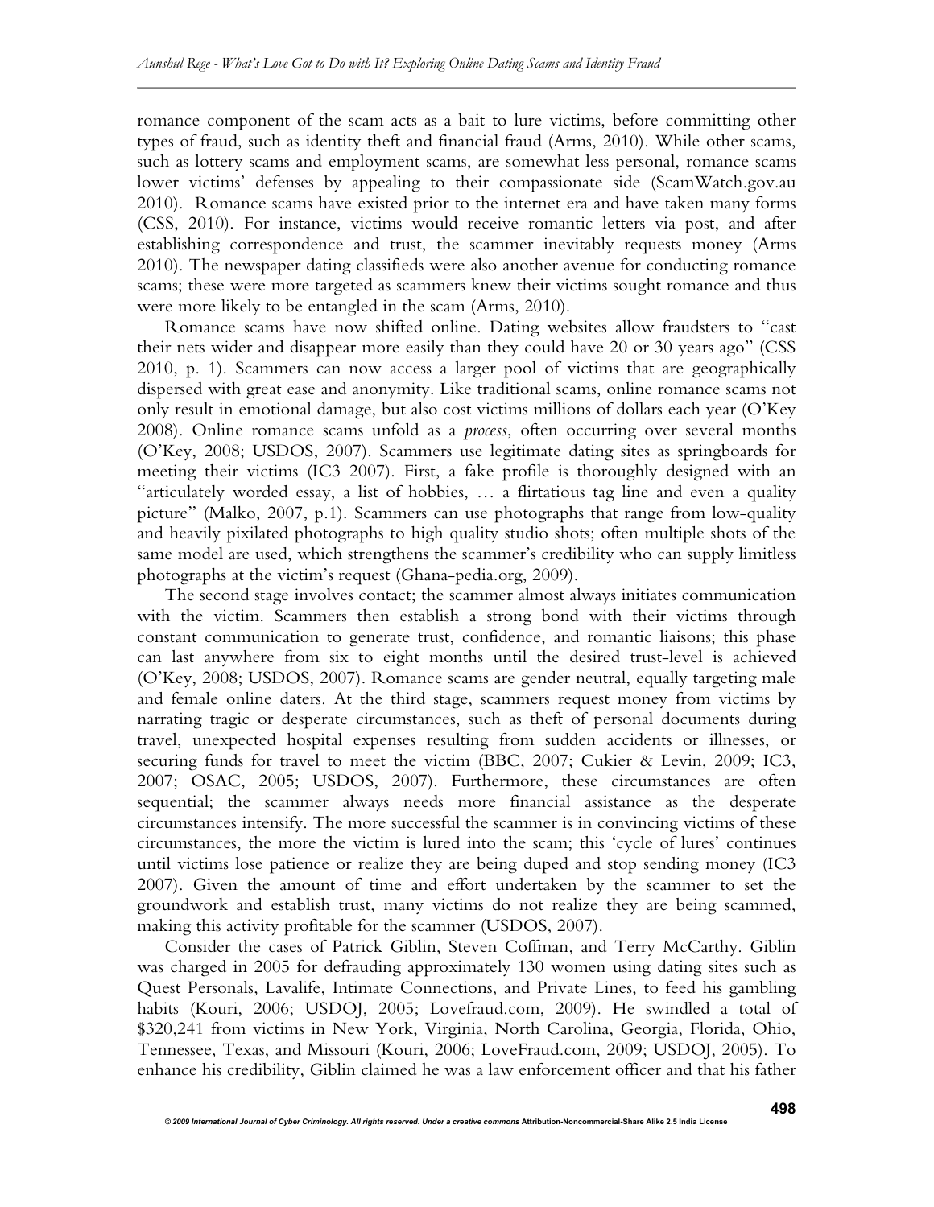romance component of the scam acts as a bait to lure victims, before committing other types of fraud, such as identity theft and financial fraud (Arms, 2010). While other scams, such as lottery scams and employment scams, are somewhat less personal, romance scams lower victims' defenses by appealing to their compassionate side (ScamWatch.gov.au 2010). Romance scams have existed prior to the internet era and have taken many forms (CSS, 2010). For instance, victims would receive romantic letters via post, and after establishing correspondence and trust, the scammer inevitably requests money (Arms 2010). The newspaper dating classifieds were also another avenue for conducting romance scams; these were more targeted as scammers knew their victims sought romance and thus were more likely to be entangled in the scam (Arms, 2010).

Romance scams have now shifted online. Dating websites allow fraudsters to "cast their nets wider and disappear more easily than they could have 20 or 30 years ago" (CSS 2010, p. 1). Scammers can now access a larger pool of victims that are geographically dispersed with great ease and anonymity. Like traditional scams, online romance scams not only result in emotional damage, but also cost victims millions of dollars each year (O'Key 2008). Online romance scams unfold as a *process*, often occurring over several months (O'Key, 2008; USDOS, 2007). Scammers use legitimate dating sites as springboards for meeting their victims (IC3 2007). First, a fake profile is thoroughly designed with an "articulately worded essay, a list of hobbies, … a flirtatious tag line and even a quality picture" (Malko, 2007, p.1). Scammers can use photographs that range from low-quality and heavily pixilated photographs to high quality studio shots; often multiple shots of the same model are used, which strengthens the scammer's credibility who can supply limitless photographs at the victim's request (Ghana-pedia.org, 2009).

The second stage involves contact; the scammer almost always initiates communication with the victim. Scammers then establish a strong bond with their victims through constant communication to generate trust, confidence, and romantic liaisons; this phase can last anywhere from six to eight months until the desired trust-level is achieved (O'Key, 2008; USDOS, 2007). Romance scams are gender neutral, equally targeting male and female online daters. At the third stage, scammers request money from victims by narrating tragic or desperate circumstances, such as theft of personal documents during travel, unexpected hospital expenses resulting from sudden accidents or illnesses, or securing funds for travel to meet the victim (BBC, 2007; Cukier & Levin, 2009; IC3, 2007; OSAC, 2005; USDOS, 2007). Furthermore, these circumstances are often sequential; the scammer always needs more financial assistance as the desperate circumstances intensify. The more successful the scammer is in convincing victims of these circumstances, the more the victim is lured into the scam; this 'cycle of lures' continues until victims lose patience or realize they are being duped and stop sending money (IC3 2007). Given the amount of time and effort undertaken by the scammer to set the groundwork and establish trust, many victims do not realize they are being scammed, making this activity profitable for the scammer (USDOS, 2007).

Consider the cases of Patrick Giblin, Steven Coffman, and Terry McCarthy. Giblin was charged in 2005 for defrauding approximately 130 women using dating sites such as Quest Personals, Lavalife, Intimate Connections, and Private Lines, to feed his gambling habits (Kouri, 2006; USDOJ, 2005; Lovefraud.com, 2009). He swindled a total of $320,241 from victims in New York, Virginia, North Carolina, Georgia, Florida, Ohio, Tennessee, Texas, and Missouri (Kouri, 2006; LoveFraud.com, 2009; USDOJ, 2005). To enhance his credibility, Giblin claimed he was a law enforcement officer and that his father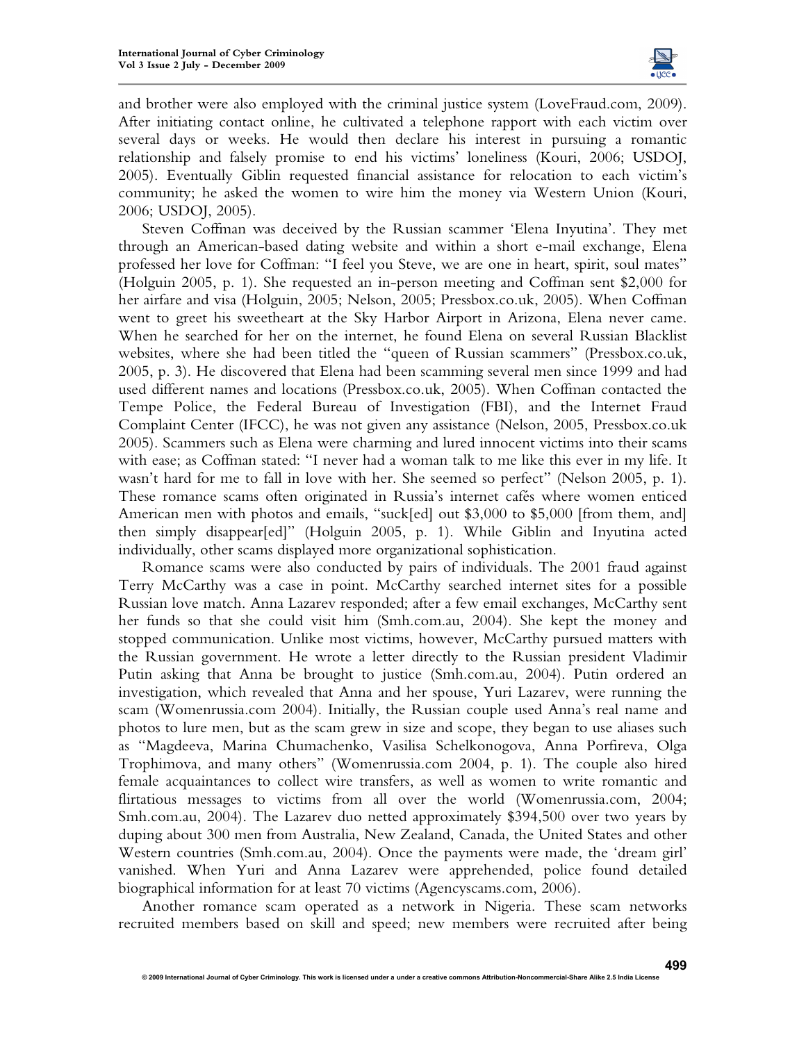and brother were also employed with the criminal justice system (LoveFraud.com, 2009). After initiating contact online, he cultivated a telephone rapport with each victim over several days or weeks. He would then declare his interest in pursuing a romantic relationship and falsely promise to end his victims' loneliness (Kouri, 2006; USDOJ, 2005). Eventually Giblin requested financial assistance for relocation to each victim's community; he asked the women to wire him the money via Western Union (Kouri, 2006; USDOJ, 2005).

Steven Coffman was deceived by the Russian scammer 'Elena Inyutina'. They met through an American-based dating website and within a short e-mail exchange, Elena professed her love for Coffman: "I feel you Steve, we are one in heart, spirit, soul mates" (Holguin 2005, p. 1). She requested an in-person meeting and Coffman sent $2,000 for her airfare and visa (Holguin, 2005; Nelson, 2005; Pressbox.co.uk, 2005). When Coffman went to greet his sweetheart at the Sky Harbor Airport in Arizona, Elena never came. When he searched for her on the internet, he found Elena on several Russian Blacklist websites, where she had been titled the "queen of Russian scammers" (Pressbox.co.uk, 2005, p. 3). He discovered that Elena had been scamming several men since 1999 and had used different names and locations (Pressbox.co.uk, 2005). When Coffman contacted the Tempe Police, the Federal Bureau of Investigation (FBI), and the Internet Fraud Complaint Center (IFCC), he was not given any assistance (Nelson, 2005, Pressbox.co.uk 2005). Scammers such as Elena were charming and lured innocent victims into their scams with ease; as Coffman stated: "I never had a woman talk to me like this ever in my life. It wasn't hard for me to fall in love with her. She seemed so perfect" (Nelson 2005, p. 1). These romance scams often originated in Russia's internet cafés where women enticed American men with photos and emails, "suck[ed] out $3,000 to $5,000 [from them, and] then simply disappear[ed]" (Holguin 2005, p. 1). While Giblin and Inyutina acted individually, other scams displayed more organizational sophistication.

Romance scams were also conducted by pairs of individuals. The 2001 fraud against Terry McCarthy was a case in point. McCarthy searched internet sites for a possible Russian love match. Anna Lazarev responded; after a few email exchanges, McCarthy sent her funds so that she could visit him (Smh.com.au, 2004). She kept the money and stopped communication. Unlike most victims, however, McCarthy pursued matters with the Russian government. He wrote a letter directly to the Russian president Vladimir Putin asking that Anna be brought to justice (Smh.com.au, 2004). Putin ordered an investigation, which revealed that Anna and her spouse, Yuri Lazarev, were running the scam (Womenrussia.com 2004). Initially, the Russian couple used Anna's real name and photos to lure men, but as the scam grew in size and scope, they began to use aliases such as "Magdeeva, Marina Chumachenko, Vasilisa Schelkonogova, Anna Porfireva, Olga Trophimova, and many others" (Womenrussia.com 2004, p. 1). The couple also hired female acquaintances to collect wire transfers, as well as women to write romantic and flirtatious messages to victims from all over the world (Womenrussia.com, 2004; Smh.com.au, 2004). The Lazarev duo netted approximately $394,500 over two years by duping about 300 men from Australia, New Zealand, Canada, the United States and other Western countries (Smh.com.au, 2004). Once the payments were made, the 'dream girl' vanished. When Yuri and Anna Lazarev were apprehended, police found detailed biographical information for at least 70 victims (Agencyscams.com, 2006).

Another romance scam operated as a network in Nigeria. These scam networks recruited members based on skill and speed; new members were recruited after being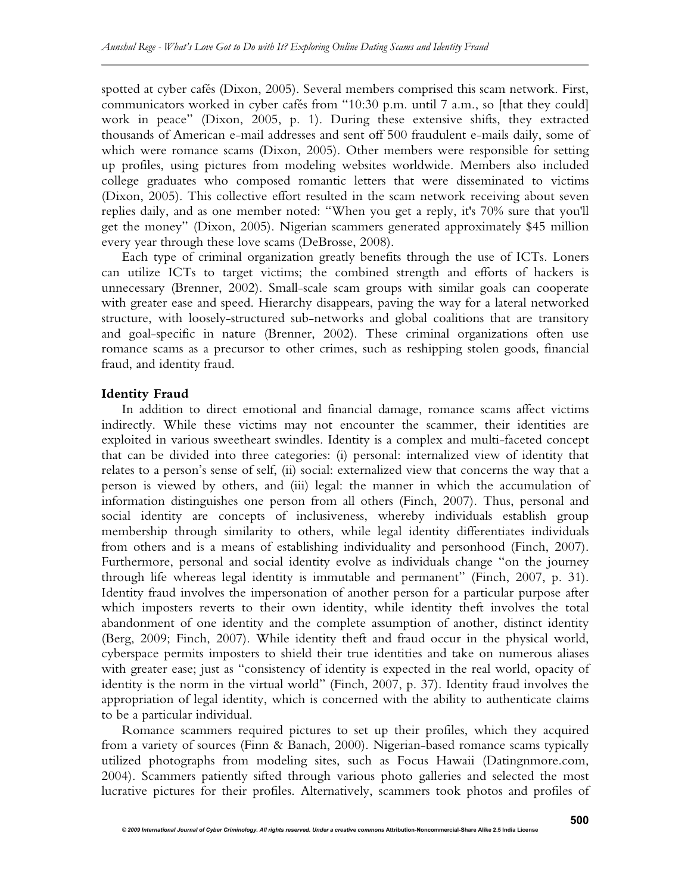spotted at cyber cafés (Dixon, 2005). Several members comprised this scam network. First, communicators worked in cyber cafés from "10:30 p.m. until 7 a.m., so [that they could] work in peace" (Dixon, 2005, p. 1). During these extensive shifts, they extracted thousands of American e-mail addresses and sent off 500 fraudulent e-mails daily, some of which were romance scams (Dixon, 2005). Other members were responsible for setting up profiles, using pictures from modeling websites worldwide. Members also included college graduates who composed romantic letters that were disseminated to victims (Dixon, 2005). This collective effort resulted in the scam network receiving about seven replies daily, and as one member noted: "When you get a reply, it's 70% sure that you'll get the money" (Dixon, 2005). Nigerian scammers generated approximately $45 million every year through these love scams (DeBrosse, 2008).

Each type of criminal organization greatly benefits through the use of ICTs. Loners can utilize ICTs to target victims; the combined strength and efforts of hackers is unnecessary (Brenner, 2002). Small-scale scam groups with similar goals can cooperate with greater ease and speed. Hierarchy disappears, paving the way for a lateral networked structure, with loosely-structured sub-networks and global coalitions that are transitory and goal-specific in nature (Brenner, 2002). These criminal organizations often use romance scams as a precursor to other crimes, such as reshipping stolen goods, financial fraud, and identity fraud.

**Identity Fraud**

In addition to direct emotional and financial damage, romance scams affect victims indirectly. While these victims may not encounter the scammer, their identities are exploited in various sweetheart swindles. Identity is a complex and multi-faceted concept that can be divided into three categories: (i) personal: internalized view of identity that relates to a person's sense of self, (ii) social: externalized view that concerns the way that a person is viewed by others, and (iii) legal: the manner in which the accumulation of information distinguishes one person from all others (Finch, 2007). Thus, personal and social identity are concepts of inclusiveness, whereby individuals establish group membership through similarity to others, while legal identity differentiates individuals from others and is a means of establishing individuality and personhood (Finch, 2007). Furthermore, personal and social identity evolve as individuals change "on the journey through life whereas legal identity is immutable and permanent" (Finch, 2007, p. 31). Identity fraud involves the impersonation of another person for a particular purpose after which imposters reverts to their own identity, while identity theft involves the total abandonment of one identity and the complete assumption of another, distinct identity (Berg, 2009; Finch, 2007). While identity theft and fraud occur in the physical world, cyberspace permits imposters to shield their true identities and take on numerous aliases with greater ease; just as "consistency of identity is expected in the real world, opacity of identity is the norm in the virtual world" (Finch, 2007, p. 37). Identity fraud involves the appropriation of legal identity, which is concerned with the ability to authenticate claims to be a particular individual.

Romance scammers required pictures to set up their profiles, which they acquired from a variety of sources (Finn & Banach, 2000). Nigerian-based romance scams typically utilized photographs from modeling sites, such as Focus Hawaii (Datingnmore.com, 2004). Scammers patiently sifted through various photo galleries and selected the most lucrative pictures for their profiles. Alternatively, scammers took photos and profiles of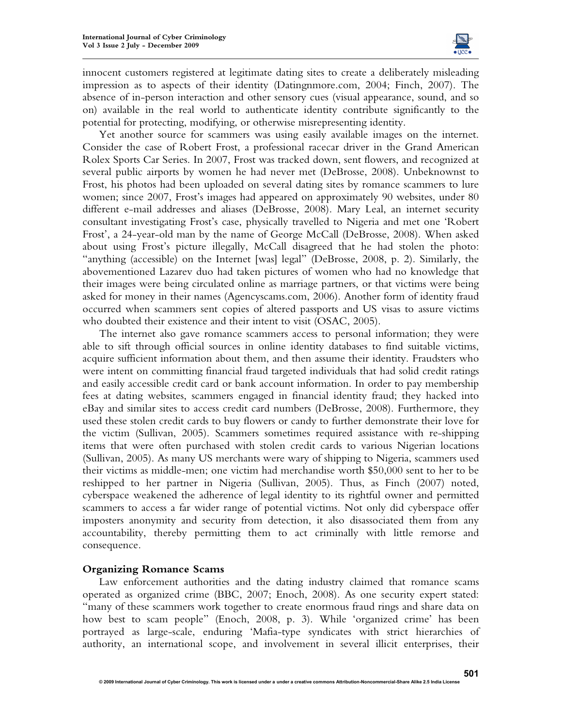innocent customers registered at legitimate dating sites to create a deliberately misleading impression as to aspects of their identity (Datingnmore.com, 2004; Finch, 2007). The absence of in-person interaction and other sensory cues (visual appearance, sound, and so on) available in the real world to authenticate identity contribute significantly to the potential for protecting, modifying, or otherwise misrepresenting identity.

Yet another source for scammers was using easily available images on the internet. Consider the case of Robert Frost, a professional racecar driver in the Grand American Rolex Sports Car Series. In 2007, Frost was tracked down, sent flowers, and recognized at several public airports by women he had never met (DeBrosse, 2008). Unbeknownst to Frost, his photos had been uploaded on several dating sites by romance scammers to lure women; since 2007, Frost's images had appeared on approximately 90 websites, under 80 different e-mail addresses and aliases (DeBrosse, 2008). Mary Leal, an internet security consultant investigating Frost's case, physically travelled to Nigeria and met one 'Robert Frost', a 24-year-old man by the name of George McCall (DeBrosse, 2008). When asked about using Frost's picture illegally, McCall disagreed that he had stolen the photo: "anything (accessible) on the Internet [was] legal" (DeBrosse, 2008, p. 2). Similarly, the abovementioned Lazarev duo had taken pictures of women who had no knowledge that their images were being circulated online as marriage partners, or that victims were being asked for money in their names (Agencyscams.com, 2006). Another form of identity fraud occurred when scammers sent copies of altered passports and US visas to assure victims who doubted their existence and their intent to visit (OSAC, 2005).

The internet also gave romance scammers access to personal information; they were able to sift through official sources in online identity databases to find suitable victims, acquire sufficient information about them, and then assume their identity. Fraudsters who were intent on committing financial fraud targeted individuals that had solid credit ratings and easily accessible credit card or bank account information. In order to pay membership fees at dating websites, scammers engaged in financial identity fraud; they hacked into eBay and similar sites to access credit card numbers (DeBrosse, 2008). Furthermore, they used these stolen credit cards to buy flowers or candy to further demonstrate their love for the victim (Sullivan, 2005). Scammers sometimes required assistance with re-shipping items that were often purchased with stolen credit cards to various Nigerian locations (Sullivan, 2005). As many US merchants were wary of shipping to Nigeria, scammers used their victims as middle-men; one victim had merchandise worth $50,000 sent to her to be reshipped to her partner in Nigeria (Sullivan, 2005). Thus, as Finch (2007) noted, cyberspace weakened the adherence of legal identity to its rightful owner and permitted scammers to access a far wider range of potential victims. Not only did cyberspace offer imposters anonymity and security from detection, it also disassociated them from any accountability, thereby permitting them to act criminally with little remorse and consequence.

## Organizing Romance Scams

Law enforcement authorities and the dating industry claimed that romance scams operated as organized crime (BBC, 2007; Enoch, 2008). As one security expert stated: "many of these scammers work together to create enormous fraud rings and share data on how best to scam people" (Enoch, 2008, p. 3). While 'organized crime' has been portrayed as large-scale, enduring 'Mafia-type syndicates with strict hierarchies of authority, an international scope, and involvement in several illicit enterprises, their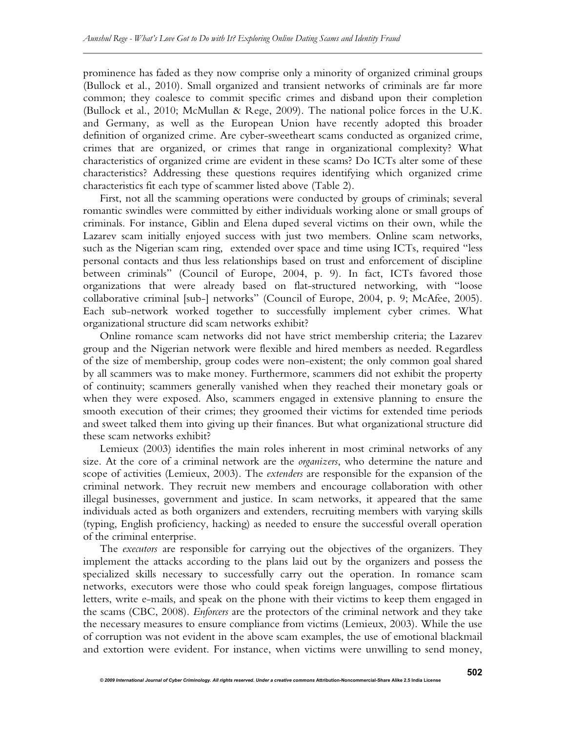prominence has faded as they now comprise only a minority of organized criminal groups (Bullock et al., 2010). Small organized and transient networks of criminals are far more common; they coalesce to commit specific crimes and disband upon their completion (Bullock et al., 2010; McMullan & Rege, 2009). The national police forces in the U.K. and Germany, as well as the European Union have recently adopted this broader definition of organized crime. Are cyber-sweetheart scams conducted as organized crime, crimes that are organized, or crimes that range in organizational complexity? What characteristics of organized crime are evident in these scams? Do ICTs alter some of these characteristics? Addressing these questions requires identifying which organized crime characteristics fit each type of scammer listed above (Table 2).

First, not all the scamming operations were conducted by groups of criminals; several romantic swindles were committed by either individuals working alone or small groups of criminals. For instance, Giblin and Elena duped several victims on their own, while the Lazarev scam initially enjoyed success with just two members. Online scam networks, such as the Nigerian scam ring, extended over space and time using ICTs, required "less personal contacts and thus less relationships based on trust and enforcement of discipline between criminals" (Council of Europe, 2004, p. 9). In fact, ICTs favored those organizations that were already based on flat-structured networking, with "loose collaborative criminal [sub-] networks" (Council of Europe, 2004, p. 9; McAfee, 2005). Each sub-network worked together to successfully implement cyber crimes. What organizational structure did scam networks exhibit?

Online romance scam networks did not have strict membership criteria; the Lazarev group and the Nigerian network were flexible and hired members as needed. Regardless of the size of membership, group codes were non-existent; the only common goal shared by all scammers was to make money. Furthermore, scammers did not exhibit the property of continuity; scammers generally vanished when they reached their monetary goals or when they were exposed. Also, scammers engaged in extensive planning to ensure the smooth execution of their crimes; they groomed their victims for extended time periods and sweet talked them into giving up their finances. But what organizational structure did these scam networks exhibit?

Lemieux (2003) identifies the main roles inherent in most criminal networks of any size. At the core of a criminal network are the *organizers*, who determine the nature and scope of activities (Lemieux, 2003). The *extenders* are responsible for the expansion of the criminal network. They recruit new members and encourage collaboration with other illegal businesses, government and justice. In scam networks, it appeared that the same individuals acted as both organizers and extenders, recruiting members with varying skills (typing, English proficiency, hacking) as needed to ensure the successful overall operation of the criminal enterprise.

The *executors* are responsible for carrying out the objectives of the organizers. They implement the attacks according to the plans laid out by the organizers and possess the specialized skills necessary to successfully carry out the operation. In romance scam networks, executors were those who could speak foreign languages, compose flirtatious letters, write e-mails, and speak on the phone with their victims to keep them engaged in the scams (CBC, 2008). *Enforcers* are the protectors of the criminal network and they take the necessary measures to ensure compliance from victims (Lemieux, 2003). While the use of corruption was not evident in the above scam examples, the use of emotional blackmail and extortion were evident. For instance, when victims were unwilling to send money,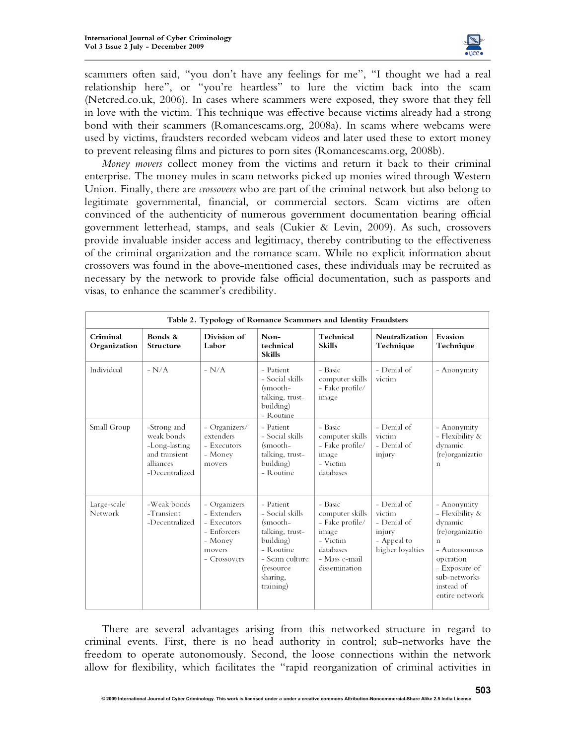scammers often said, "you don't have any feelings for me", "I thought we had a real relationship here", or "you're heartless" to lure the victim back into the scam (Netcred.co.uk, 2006). In cases where scammers were exposed, they swore that they fell in love with the victim. This technique was effective because victims already had a strong bond with their scammers (Romancescams.org, 2008a). In scams where webcams were used by victims, fraudsters recorded webcam videos and later used these to extort money to prevent releasing films and pictures to porn sites (Romancescams.org, 2008b).

*Money movers* collect money from the victims and return it back to their criminal enterprise. The money mules in scam networks picked up monies wired through Western Union. Finally, there are *crossovers* who are part of the criminal network but also belong to legitimate governmental, financial, or commercial sectors. Scam victims are often convinced of the authenticity of numerous government documentation bearing official government letterhead, stamps, and seals (Cukier & Levin, 2009). As such, crossovers provide invaluable insider access and legitimacy, thereby contributing to the effectiveness of the criminal organization and the romance scam. While no explicit information about crossovers was found in the above-mentioned cases, these individuals may be recruited as necessary by the network to provide false official documentation, such as passports and visas, to enhance the scammer's credibility.

**Table 2. Typology of Romance Scammers and Identity Fraudsters**

| Criminal Organization | Bonds & Structure | Division of Labor | Non-technical Skills | Technical Skills | Neutralization Technique | Evasion Technique |
|---|---|---|---|---|---|---|
| Individual | - N/A | - N/A | - Patient<br>- Social skills (smooth-talking, trust-building)<br>- Routine | - Basic computer skills<br>- Fake profile/ image | - Denial of victim | - Anonymity |
| Small Group | -Strong and weak bonds<br>-Long-lasting and transient alliances<br>-Decentralized | - Organizers/ extenders<br>- Executors<br>- Money movers | - Patient<br>- Social skills (smooth-talking, trust-building)<br>- Routine | - Basic computer skills<br>- Fake profile/ image<br>- Victim databases | - Denial of victim<br>- Denial of injury | - Anonymity<br>- Flexibility & dynamic (re)organization |
| Large-scale Network | -Weak bonds<br>-Transient<br>-Decentralized | - Organizers<br>- Extenders<br>- Executors<br>- Enforcers<br>- Money movers<br>- Crossovers | - Patient<br>- Social skills (smooth-talking, trust-building)<br>- Routine<br>- Scam culture (resource sharing, training) | - Basic computer skills<br>- Fake profile/ image<br>- Victim databases<br>- Mass e-mail dissemination | - Denial of victim<br>- Denial of injury<br>- Appeal to higher loyalties | - Anonymity<br>- Flexibility & dynamic (re)organization<br>- Autonomous operation<br>- Exposure of sub-networks instead of entire network |

There are several advantages arising from this networked structure in regard to criminal events. First, there is no head authority in control; sub-networks have the freedom to operate autonomously. Second, the loose connections within the network allow for flexibility, which facilitates the "rapid reorganization of criminal activities in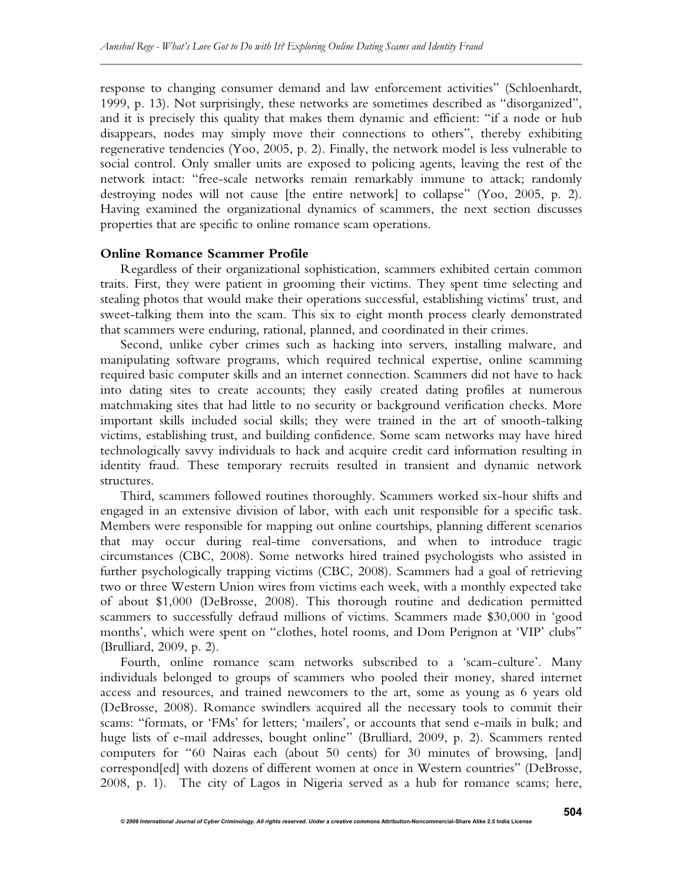response to changing consumer demand and law enforcement activities" (Schloenhardt, 1999, p. 13). Not surprisingly, these networks are sometimes described as "disorganized", and it is precisely this quality that makes them dynamic and efficient: "if a node or hub disappears, nodes may simply move their connections to others", thereby exhibiting regenerative tendencies (Yoo, 2005, p. 2). Finally, the network model is less vulnerable to social control. Only smaller units are exposed to policing agents, leaving the rest of the network intact: "free-scale networks remain remarkably immune to attack; randomly destroying nodes will not cause [the entire network] to collapse" (Yoo, 2005, p. 2). Having examined the organizational dynamics of scammers, the next section discusses properties that are specific to online romance scam operations.

**Online Romance Scammer Profile**

Regardless of their organizational sophistication, scammers exhibited certain common traits. First, they were patient in grooming their victims. They spent time selecting and stealing photos that would make their operations successful, establishing victims' trust, and sweet-talking them into the scam. This six to eight month process clearly demonstrated that scammers were enduring, rational, planned, and coordinated in their crimes.

Second, unlike cyber crimes such as hacking into servers, installing malware, and manipulating software programs, which required technical expertise, online scamming required basic computer skills and an internet connection. Scammers did not have to hack into dating sites to create accounts; they easily created dating profiles at numerous matchmaking sites that had little to no security or background verification checks. More important skills included social skills; they were trained in the art of smooth-talking victims, establishing trust, and building confidence. Some scam networks may have hired technologically savvy individuals to hack and acquire credit card information resulting in identity fraud. These temporary recruits resulted in transient and dynamic network structures.

Third, scammers followed routines thoroughly. Scammers worked six-hour shifts and engaged in an extensive division of labor, with each unit responsible for a specific task. Members were responsible for mapping out online courtships, planning different scenarios that may occur during real-time conversations, and when to introduce tragic circumstances (CBC, 2008). Some networks hired trained psychologists who assisted in further psychologically trapping victims (CBC, 2008). Scammers had a goal of retrieving two or three Western Union wires from victims each week, with a monthly expected take of about $1,000 (DeBrosse, 2008). This thorough routine and dedication permitted scammers to successfully defraud millions of victims. Scammers made $30,000 in 'good months', which were spent on "clothes, hotel rooms, and Dom Perignon at 'VIP' clubs" (Brulliard, 2009, p. 2).

Fourth, online romance scam networks subscribed to a 'scam-culture'. Many individuals belonged to groups of scammers who pooled their money, shared internet access and resources, and trained newcomers to the art, some as young as 6 years old (DeBrosse, 2008). Romance swindlers acquired all the necessary tools to commit their scams: "formats, or 'FMs' for letters; 'mailers', or accounts that send e-mails in bulk; and huge lists of e-mail addresses, bought online" (Brulliard, 2009, p. 2). Scammers rented computers for "60 Nairas each (about 50 cents) for 30 minutes of browsing, [and] correspond[ed] with dozens of different women at once in Western countries" (DeBrosse, 2008, p. 1). The city of Lagos in Nigeria served as a hub for romance scams; here,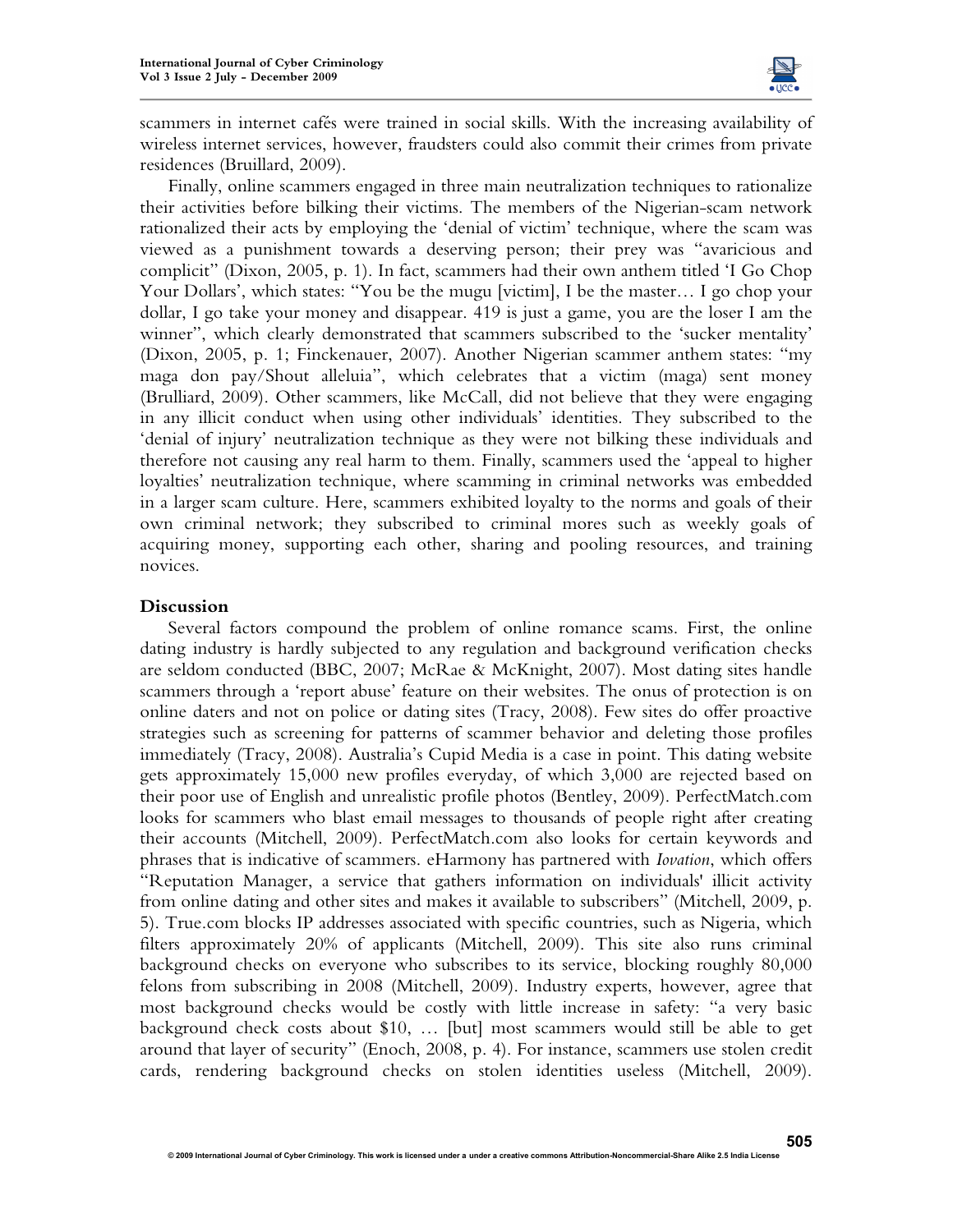scammers in internet cafés were trained in social skills. With the increasing availability of wireless internet services, however, fraudsters could also commit their crimes from private residences (Bruillard, 2009).

Finally, online scammers engaged in three main neutralization techniques to rationalize their activities before bilking their victims. The members of the Nigerian-scam network rationalized their acts by employing the 'denial of victim' technique, where the scam was viewed as a punishment towards a deserving person; their prey was "avaricious and complicit" (Dixon, 2005, p. 1). In fact, scammers had their own anthem titled 'I Go Chop Your Dollars', which states: "You be the mugu [victim], I be the master… I go chop your dollar, I go take your money and disappear. 419 is just a game, you are the loser I am the winner", which clearly demonstrated that scammers subscribed to the 'sucker mentality' (Dixon, 2005, p. 1; Finckenauer, 2007). Another Nigerian scammer anthem states: "my maga don pay/Shout alleluia", which celebrates that a victim (maga) sent money (Brulliard, 2009). Other scammers, like McCall, did not believe that they were engaging in any illicit conduct when using other individuals' identities. They subscribed to the 'denial of injury' neutralization technique as they were not bilking these individuals and therefore not causing any real harm to them. Finally, scammers used the 'appeal to higher loyalties' neutralization technique, where scamming in criminal networks was embedded in a larger scam culture. Here, scammers exhibited loyalty to the norms and goals of their own criminal network; they subscribed to criminal mores such as weekly goals of acquiring money, supporting each other, sharing and pooling resources, and training novices.

## Discussion

Several factors compound the problem of online romance scams. First, the online dating industry is hardly subjected to any regulation and background verification checks are seldom conducted (BBC, 2007; McRae & McKnight, 2007). Most dating sites handle scammers through a 'report abuse' feature on their websites. The onus of protection is on online daters and not on police or dating sites (Tracy, 2008). Few sites do offer proactive strategies such as screening for patterns of scammer behavior and deleting those profiles immediately (Tracy, 2008). Australia's Cupid Media is a case in point. This dating website gets approximately 15,000 new profiles everyday, of which 3,000 are rejected based on their poor use of English and unrealistic profile photos (Bentley, 2009). PerfectMatch.com looks for scammers who blast email messages to thousands of people right after creating their accounts (Mitchell, 2009). PerfectMatch.com also looks for certain keywords and phrases that is indicative of scammers. eHarmony has partnered with *Iovation*, which offers "Reputation Manager, a service that gathers information on individuals' illicit activity from online dating and other sites and makes it available to subscribers" (Mitchell, 2009, p. 5). True.com blocks IP addresses associated with specific countries, such as Nigeria, which filters approximately 20% of applicants (Mitchell, 2009). This site also runs criminal background checks on everyone who subscribes to its service, blocking roughly 80,000 felons from subscribing in 2008 (Mitchell, 2009). Industry experts, however, agree that most background checks would be costly with little increase in safety: "a very basic background check costs about $10, … [but] most scammers would still be able to get around that layer of security" (Enoch, 2008, p. 4). For instance, scammers use stolen credit cards, rendering background checks on stolen identities useless (Mitchell, 2009).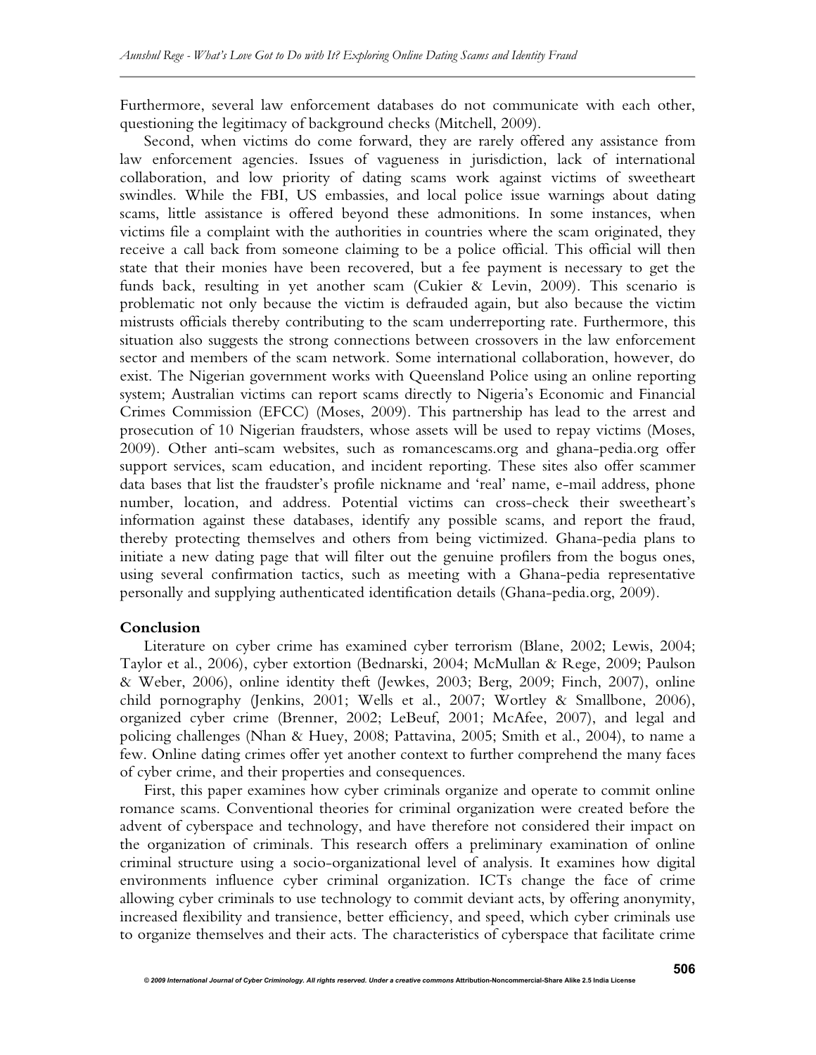Furthermore, several law enforcement databases do not communicate with each other, questioning the legitimacy of background checks (Mitchell, 2009).

Second, when victims do come forward, they are rarely offered any assistance from law enforcement agencies. Issues of vagueness in jurisdiction, lack of international collaboration, and low priority of dating scams work against victims of sweetheart swindles. While the FBI, US embassies, and local police issue warnings about dating scams, little assistance is offered beyond these admonitions. In some instances, when victims file a complaint with the authorities in countries where the scam originated, they receive a call back from someone claiming to be a police official. This official will then state that their monies have been recovered, but a fee payment is necessary to get the funds back, resulting in yet another scam (Cukier & Levin, 2009). This scenario is problematic not only because the victim is defrauded again, but also because the victim mistrusts officials thereby contributing to the scam underreporting rate. Furthermore, this situation also suggests the strong connections between crossovers in the law enforcement sector and members of the scam network. Some international collaboration, however, do exist. The Nigerian government works with Queensland Police using an online reporting system; Australian victims can report scams directly to Nigeria's Economic and Financial Crimes Commission (EFCC) (Moses, 2009). This partnership has lead to the arrest and prosecution of 10 Nigerian fraudsters, whose assets will be used to repay victims (Moses, 2009). Other anti-scam websites, such as romancescams.org and ghana-pedia.org offer support services, scam education, and incident reporting. These sites also offer scammer data bases that list the fraudster's profile nickname and 'real' name, e-mail address, phone number, location, and address. Potential victims can cross-check their sweetheart's information against these databases, identify any possible scams, and report the fraud, thereby protecting themselves and others from being victimized. Ghana-pedia plans to initiate a new dating page that will filter out the genuine profilers from the bogus ones, using several confirmation tactics, such as meeting with a Ghana-pedia representative personally and supplying authenticated identification details (Ghana-pedia.org, 2009).

## Conclusion

Literature on cyber crime has examined cyber terrorism (Blane, 2002; Lewis, 2004; Taylor et al., 2006), cyber extortion (Bednarski, 2004; McMullan & Rege, 2009; Paulson & Weber, 2006), online identity theft (Jewkes, 2003; Berg, 2009; Finch, 2007), online child pornography (Jenkins, 2001; Wells et al., 2007; Wortley & Smallbone, 2006), organized cyber crime (Brenner, 2002; LeBeuf, 2001; McAfee, 2007), and legal and policing challenges (Nhan & Huey, 2008; Pattavina, 2005; Smith et al., 2004), to name a few. Online dating crimes offer yet another context to further comprehend the many faces of cyber crime, and their properties and consequences.

First, this paper examines how cyber criminals organize and operate to commit online romance scams. Conventional theories for criminal organization were created before the advent of cyberspace and technology, and have therefore not considered their impact on the organization of criminals. This research offers a preliminary examination of online criminal structure using a socio-organizational level of analysis. It examines how digital environments influence cyber criminal organization. ICTs change the face of crime allowing cyber criminals to use technology to commit deviant acts, by offering anonymity, increased flexibility and transience, better efficiency, and speed, which cyber criminals use to organize themselves and their acts. The characteristics of cyberspace that facilitate crime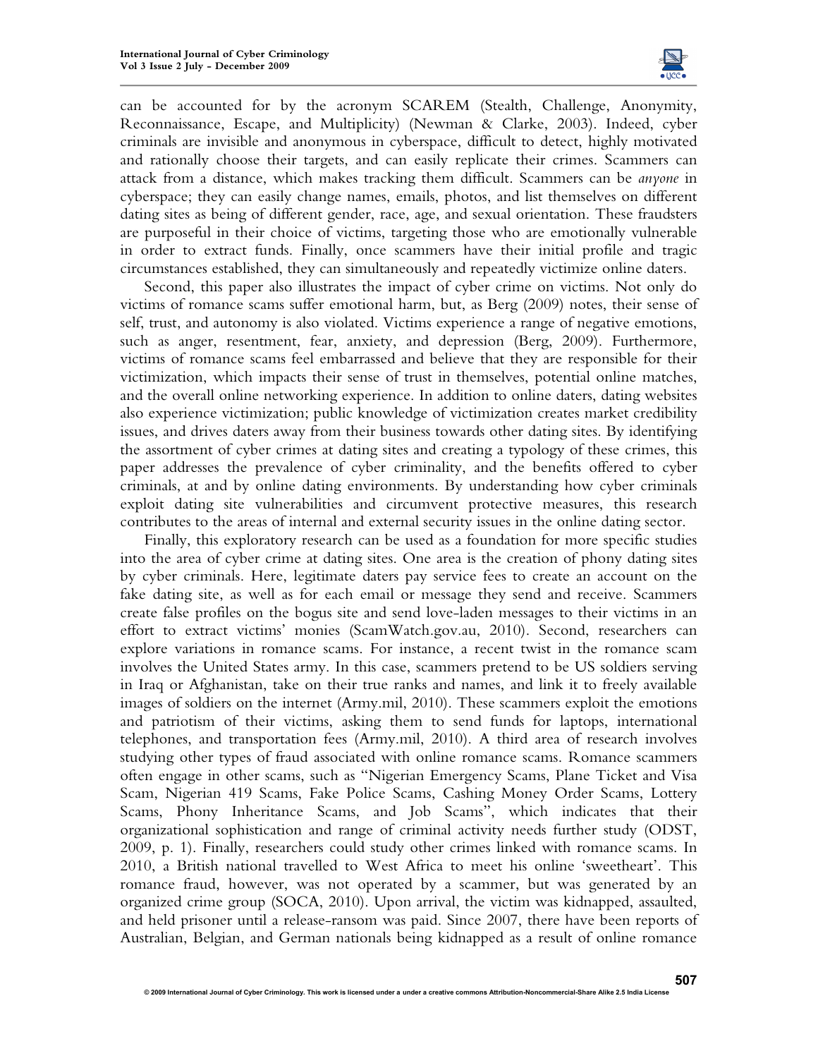can be accounted for by the acronym SCAREM (Stealth, Challenge, Anonymity, Reconnaissance, Escape, and Multiplicity) (Newman & Clarke, 2003). Indeed, cyber criminals are invisible and anonymous in cyberspace, difficult to detect, highly motivated and rationally choose their targets, and can easily replicate their crimes. Scammers can attack from a distance, which makes tracking them difficult. Scammers can be *anyone* in cyberspace; they can easily change names, emails, photos, and list themselves on different dating sites as being of different gender, race, age, and sexual orientation. These fraudsters are purposeful in their choice of victims, targeting those who are emotionally vulnerable in order to extract funds. Finally, once scammers have their initial profile and tragic circumstances established, they can simultaneously and repeatedly victimize online daters.

Second, this paper also illustrates the impact of cyber crime on victims. Not only do victims of romance scams suffer emotional harm, but, as Berg (2009) notes, their sense of self, trust, and autonomy is also violated. Victims experience a range of negative emotions, such as anger, resentment, fear, anxiety, and depression (Berg, 2009). Furthermore, victims of romance scams feel embarrassed and believe that they are responsible for their victimization, which impacts their sense of trust in themselves, potential online matches, and the overall online networking experience. In addition to online daters, dating websites also experience victimization; public knowledge of victimization creates market credibility issues, and drives daters away from their business towards other dating sites. By identifying the assortment of cyber crimes at dating sites and creating a typology of these crimes, this paper addresses the prevalence of cyber criminality, and the benefits offered to cyber criminals, at and by online dating environments. By understanding how cyber criminals exploit dating site vulnerabilities and circumvent protective measures, this research contributes to the areas of internal and external security issues in the online dating sector.

Finally, this exploratory research can be used as a foundation for more specific studies into the area of cyber crime at dating sites. One area is the creation of phony dating sites by cyber criminals. Here, legitimate daters pay service fees to create an account on the fake dating site, as well as for each email or message they send and receive. Scammers create false profiles on the bogus site and send love-laden messages to their victims in an effort to extract victims' monies (ScamWatch.gov.au, 2010). Second, researchers can explore variations in romance scams. For instance, a recent twist in the romance scam involves the United States army. In this case, scammers pretend to be US soldiers serving in Iraq or Afghanistan, take on their true ranks and names, and link it to freely available images of soldiers on the internet (Army.mil, 2010). These scammers exploit the emotions and patriotism of their victims, asking them to send funds for laptops, international telephones, and transportation fees (Army.mil, 2010). A third area of research involves studying other types of fraud associated with online romance scams. Romance scammers often engage in other scams, such as "Nigerian Emergency Scams, Plane Ticket and Visa Scam, Nigerian 419 Scams, Fake Police Scams, Cashing Money Order Scams, Lottery Scams, Phony Inheritance Scams, and Job Scams", which indicates that their organizational sophistication and range of criminal activity needs further study (ODST, 2009, p. 1). Finally, researchers could study other crimes linked with romance scams. In 2010, a British national travelled to West Africa to meet his online 'sweetheart'. This romance fraud, however, was not operated by a scammer, but was generated by an organized crime group (SOCA, 2010). Upon arrival, the victim was kidnapped, assaulted, and held prisoner until a release-ransom was paid. Since 2007, there have been reports of Australian, Belgian, and German nationals being kidnapped as a result of online romance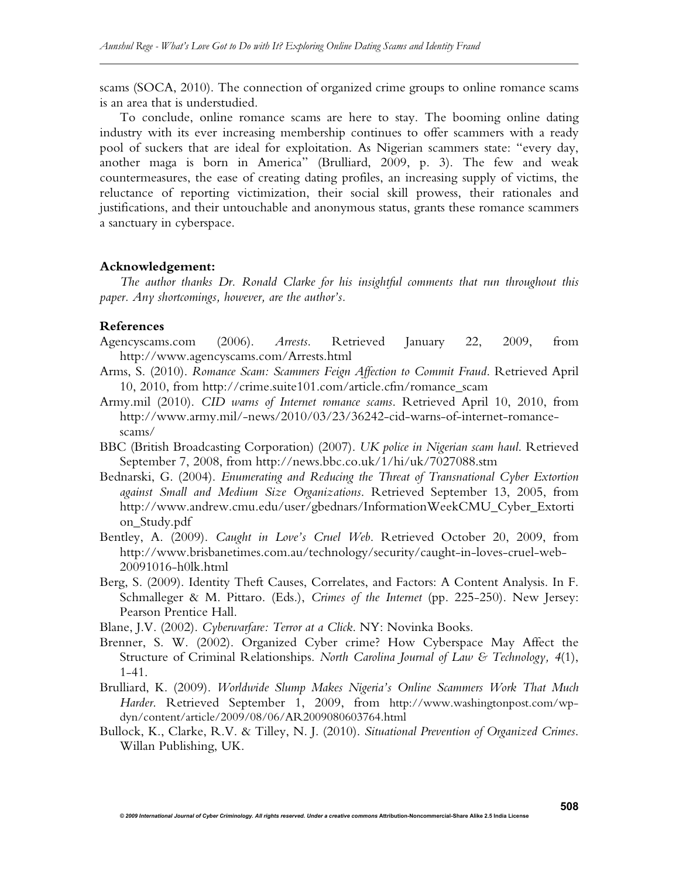scams (SOCA, 2010). The connection of organized crime groups to online romance scams is an area that is understudied.

To conclude, online romance scams are here to stay. The booming online dating industry with its ever increasing membership continues to offer scammers with a ready pool of suckers that are ideal for exploitation. As Nigerian scammers state: "every day, another maga is born in America" (Brulliard, 2009, p. 3). The few and weak countermeasures, the ease of creating dating profiles, an increasing supply of victims, the reluctance of reporting victimization, their social skill prowess, their rationales and justifications, and their untouchable and anonymous status, grants these romance scammers a sanctuary in cyberspace.

### Acknowledgement:

*The author thanks Dr. Ronald Clarke for his insightful comments that run throughout this paper. Any shortcomings, however, are the author's.*

### References

Agencyscams.com (2006). *Arrests*. Retrieved January 22, 2009, from http://www.agencyscams.com/Arrests.html

Arms, S. (2010). *Romance Scam: Scammers Feign Affection to Commit Fraud*. Retrieved April 10, 2010, from http://crime.suite101.com/article.cfm/romance_scam

Army.mil (2010). *CID warns of Internet romance scams*. Retrieved April 10, 2010, from http://www.army.mil/-news/2010/03/23/36242-cid-warns-of-internet-romance-scams/

BBC (British Broadcasting Corporation) (2007). *UK police in Nigerian scam haul*. Retrieved September 7, 2008, from http://news.bbc.co.uk/1/hi/uk/7027088.stm

Bednarski, G. (2004). *Enumerating and Reducing the Threat of Transnational Cyber Extortion against Small and Medium Size Organizations*. Retrieved September 13, 2005, from http://www.andrew.cmu.edu/user/gbednars/InformationWeekCMU_Cyber_Extortion_Study.pdf

Bentley, A. (2009). *Caught in Love's Cruel Web*. Retrieved October 20, 2009, from http://www.brisbanetimes.com.au/technology/security/caught-in-loves-cruel-web-20091016-h0lk.html

Berg, S. (2009). Identity Theft Causes, Correlates, and Factors: A Content Analysis. In F. Schmalleger & M. Pittaro. (Eds.), *Crimes of the Internet* (pp. 225-250). New Jersey: Pearson Prentice Hall.

Blane, J.V. (2002). *Cyberwarfare: Terror at a Click*. NY: Novinka Books.

Brenner, S. W. (2002). Organized Cyber crime? How Cyberspace May Affect the Structure of Criminal Relationships. *North Carolina Journal of Law & Technology, 4*(1), 1-41.

Brulliard, K. (2009). *Worldwide Slump Makes Nigeria's Online Scammers Work That Much Harder*. Retrieved September 1, 2009, from http://www.washingtonpost.com/wp-dyn/content/article/2009/08/06/AR2009080603764.html

Bullock, K., Clarke, R.V. & Tilley, N. J. (2010). *Situational Prevention of Organized Crimes*. Willan Publishing, UK.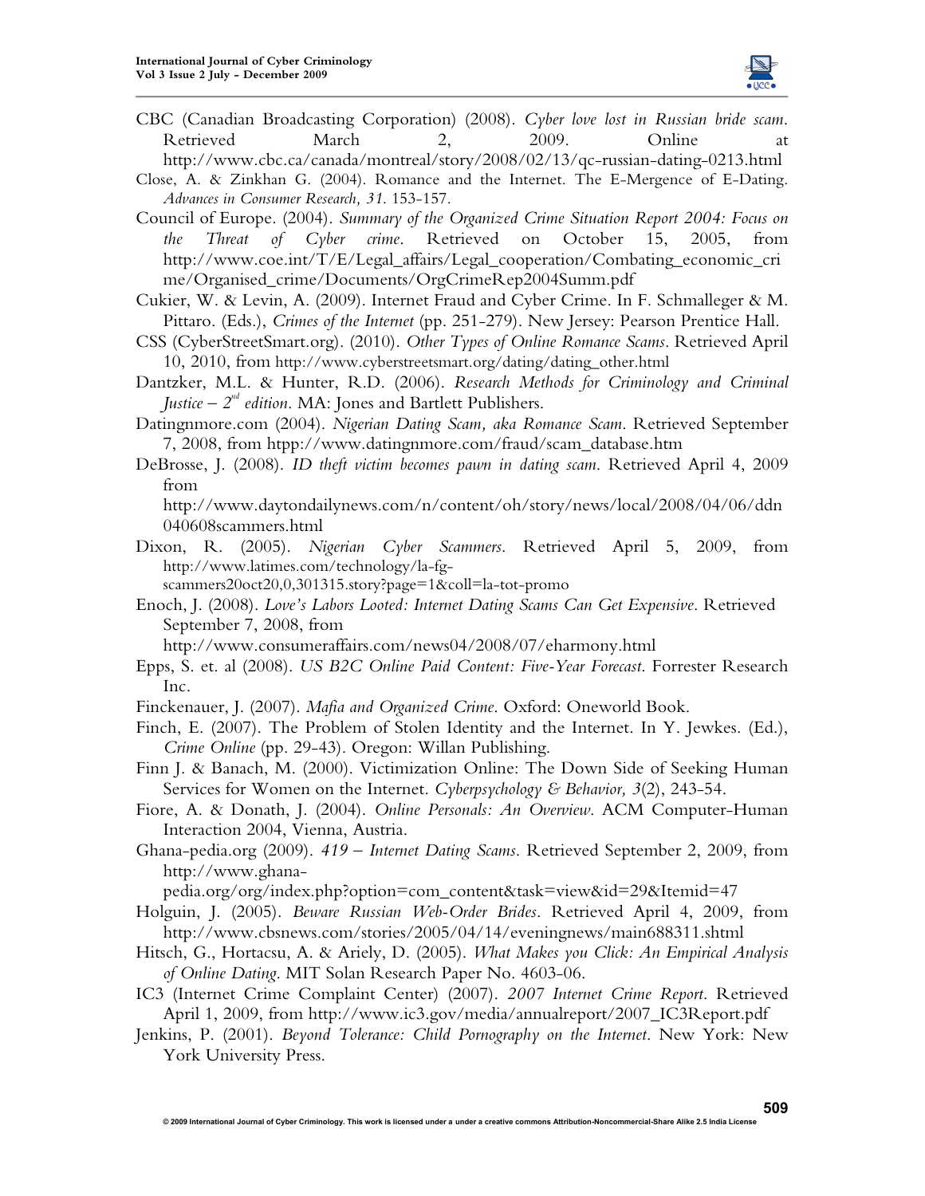CBC (Canadian Broadcasting Corporation) (2008). *Cyber love lost in Russian bride scam*. Retrieved March 2, 2009. Online at http://www.cbc.ca/canada/montreal/story/2008/02/13/qc-russian-dating-0213.html

Close, A. & Zinkhan G. (2004). Romance and the Internet. The E-Mergence of E-Dating. *Advances in Consumer Research, 31*. 153-157.

Council of Europe. (2004). *Summary of the Organized Crime Situation Report 2004: Focus on the Threat of Cyber crime*. Retrieved on October 15, 2005, from http://www.coe.int/T/E/Legal_affairs/Legal_cooperation/Combating_economic_crime/Organised_crime/Documents/OrgCrimeRep2004Summ.pdf

Cukier, W. & Levin, A. (2009). Internet Fraud and Cyber Crime. In F. Schmalleger & M. Pittaro. (Eds.), *Crimes of the Internet* (pp. 251-279). New Jersey: Pearson Prentice Hall.

CSS (CyberStreetSmart.org). (2010). *Other Types of Online Romance Scams*. Retrieved April 10, 2010, from http://www.cyberstreetsmart.org/dating/dating_other.html

Dantzker, M.L. & Hunter, R.D. (2006). *Research Methods for Criminology and Criminal Justice – 2nd edition*. MA: Jones and Bartlett Publishers.

Datingnmore.com (2004). *Nigerian Dating Scam, aka Romance Scam*. Retrieved September 7, 2008, from htpp://www.datingnmore.com/fraud/scam_database.htm

DeBrosse, J. (2008). *ID theft victim becomes pawn in dating scam*. Retrieved April 4, 2009 from http://www.daytondailynews.com/n/content/oh/story/news/local/2008/04/06/ddn040608scammers.html

Dixon, R. (2005). *Nigerian Cyber Scammers*. Retrieved April 5, 2009, from http://www.latimes.com/technology/la-fg-scammers20oct20,0,301315.story?page=1&coll=la-tot-promo

Enoch, J. (2008). *Love's Labors Looted: Internet Dating Scams Can Get Expensive*. Retrieved September 7, 2008, from http://www.consumeraffairs.com/news04/2008/07/eharmony.html

Epps, S. et. al (2008). *US B2C Online Paid Content: Five-Year Forecast*. Forrester Research Inc.

Finckenauer, J. (2007). *Mafia and Organized Crime*. Oxford: Oneworld Book.

Finch, E. (2007). The Problem of Stolen Identity and the Internet. In Y. Jewkes. (Ed.), *Crime Online* (pp. 29-43). Oregon: Willan Publishing.

Finn J. & Banach, M. (2000). Victimization Online: The Down Side of Seeking Human Services for Women on the Internet. *Cyberpsychology & Behavior, 3*(2), 243-54.

Fiore, A. & Donath, J. (2004). *Online Personals: An Overview*. ACM Computer-Human Interaction 2004, Vienna, Austria.

Ghana-pedia.org (2009). *419 – Internet Dating Scams*. Retrieved September 2, 2009, from http://www.ghana-pedia.org/org/index.php?option=com_content&task=view&id=29&Itemid=47

Holguin, J. (2005). *Beware Russian Web-Order Brides*. Retrieved April 4, 2009, from http://www.cbsnews.com/stories/2005/04/14/eveningnews/main688311.shtml

Hitsch, G., Hortacsu, A. & Ariely, D. (2005). *What Makes you Click: An Empirical Analysis of Online Dating*. MIT Solan Research Paper No. 4603-06.

IC3 (Internet Crime Complaint Center) (2007). *2007 Internet Crime Report*. Retrieved April 1, 2009, from http://www.ic3.gov/media/annualreport/2007_IC3Report.pdf

Jenkins, P. (2001). *Beyond Tolerance: Child Pornography on the Internet*. New York: New York University Press.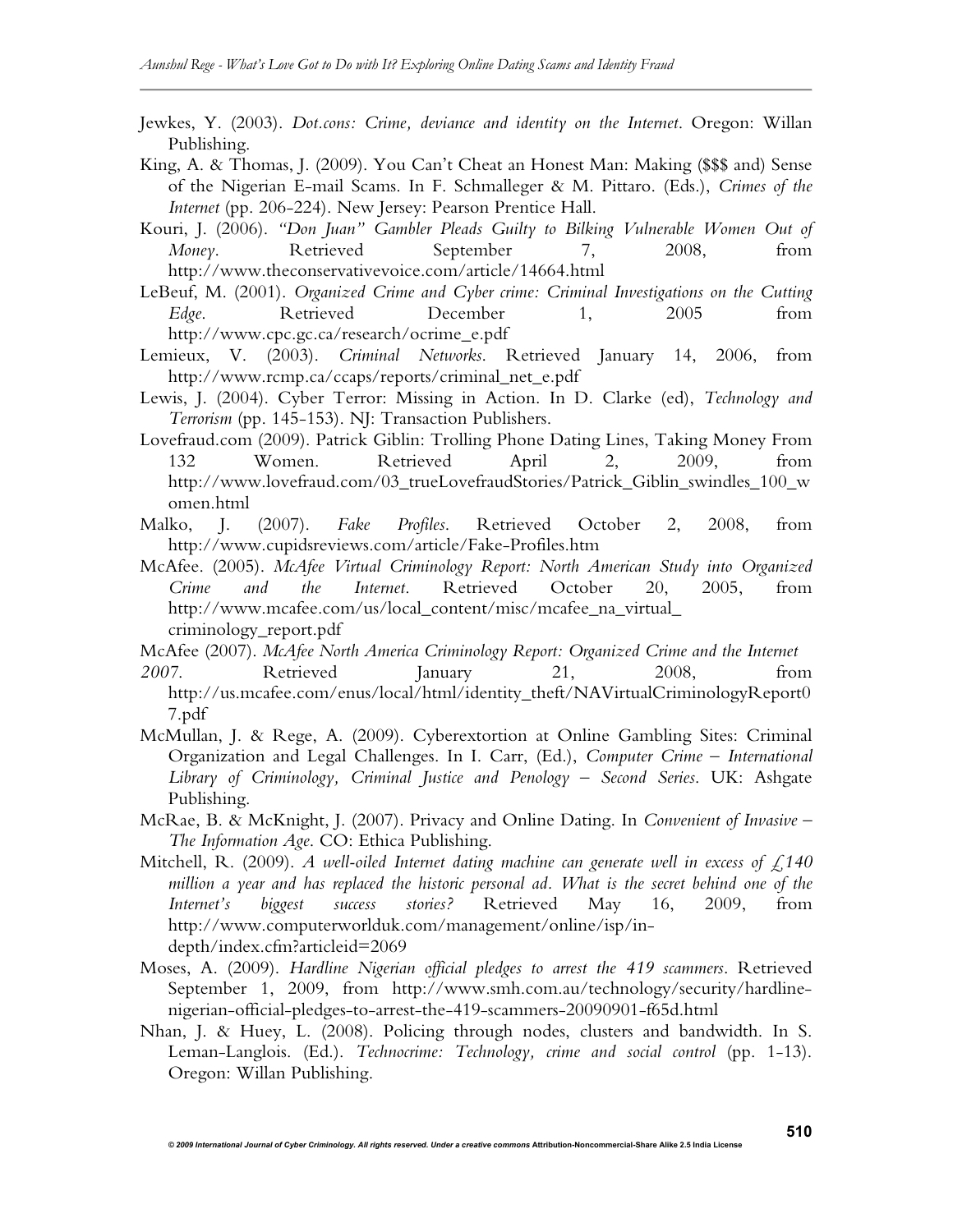Jewkes, Y. (2003). *Dot.cons: Crime, deviance and identity on the Internet*. Oregon: Willan Publishing.

King, A. & Thomas, J. (2009). You Can't Cheat an Honest Man: Making ($$$ and) Sense of the Nigerian E-mail Scams. In F. Schmalleger & M. Pittaro. (Eds.), *Crimes of the Internet* (pp. 206-224). New Jersey: Pearson Prentice Hall.

Kouri, J. (2006). *"Don Juan" Gambler Pleads Guilty to Bilking Vulnerable Women Out of Money*. Retrieved September 7, 2008, from http://www.theconservativevoice.com/article/14664.html

LeBeuf, M. (2001). *Organized Crime and Cyber crime: Criminal Investigations on the Cutting Edge*. Retrieved December 1, 2005 from http://www.cpc.gc.ca/research/ocrime_e.pdf

Lemieux, V. (2003). *Criminal Networks*. Retrieved January 14, 2006, from http://www.rcmp.ca/ccaps/reports/criminal_net_e.pdf

Lewis, J. (2004). Cyber Terror: Missing in Action. In D. Clarke (ed), *Technology and Terrorism* (pp. 145-153). NJ: Transaction Publishers.

Lovefraud.com (2009). Patrick Giblin: Trolling Phone Dating Lines, Taking Money From 132 Women. Retrieved April 2, 2009, from http://www.lovefraud.com/03_trueLovefraudStories/Patrick_Giblin_swindles_100_women.html

Malko, J. (2007). *Fake Profiles*. Retrieved October 2, 2008, from http://www.cupidsreviews.com/article/Fake-Profiles.htm

McAfee. (2005). *McAfee Virtual Criminology Report: North American Study into Organized Crime and the Internet*. Retrieved October 20, 2005, from http://www.mcafee.com/us/local_content/misc/mcafee_na_virtual_criminology_report.pdf

McAfee (2007). *McAfee North America Criminology Report: Organized Crime and the Internet 2007*. Retrieved January 21, 2008, from http://us.mcafee.com/enus/local/html/identity_theft/NAVirtualCriminologyReport07.pdf

McMullan, J. & Rege, A. (2009). Cyberextortion at Online Gambling Sites: Criminal Organization and Legal Challenges. In I. Carr, (Ed.), *Computer Crime – International Library of Criminology, Criminal Justice and Penology – Second Series*. UK: Ashgate Publishing.

McRae, B. & McKnight, J. (2007). Privacy and Online Dating. In *Convenient of Invasive – The Information Age*. CO: Ethica Publishing.

Mitchell, R. (2009). *A well-oiled Internet dating machine can generate well in excess of £140 million a year and has replaced the historic personal ad. What is the secret behind one of the Internet's biggest success stories?* Retrieved May 16, 2009, from http://www.computerworlduk.com/management/online/isp/in-depth/index.cfm?articleid=2069

Moses, A. (2009). *Hardline Nigerian official pledges to arrest the 419 scammers*. Retrieved September 1, 2009, from http://www.smh.com.au/technology/security/hardline-nigerian-official-pledges-to-arrest-the-419-scammers-20090901-f65d.html

Nhan, J. & Huey, L. (2008). Policing through nodes, clusters and bandwidth. In S. Leman-Langlois. (Ed.). *Technocrime: Technology, crime and social control* (pp. 1-13). Oregon: Willan Publishing.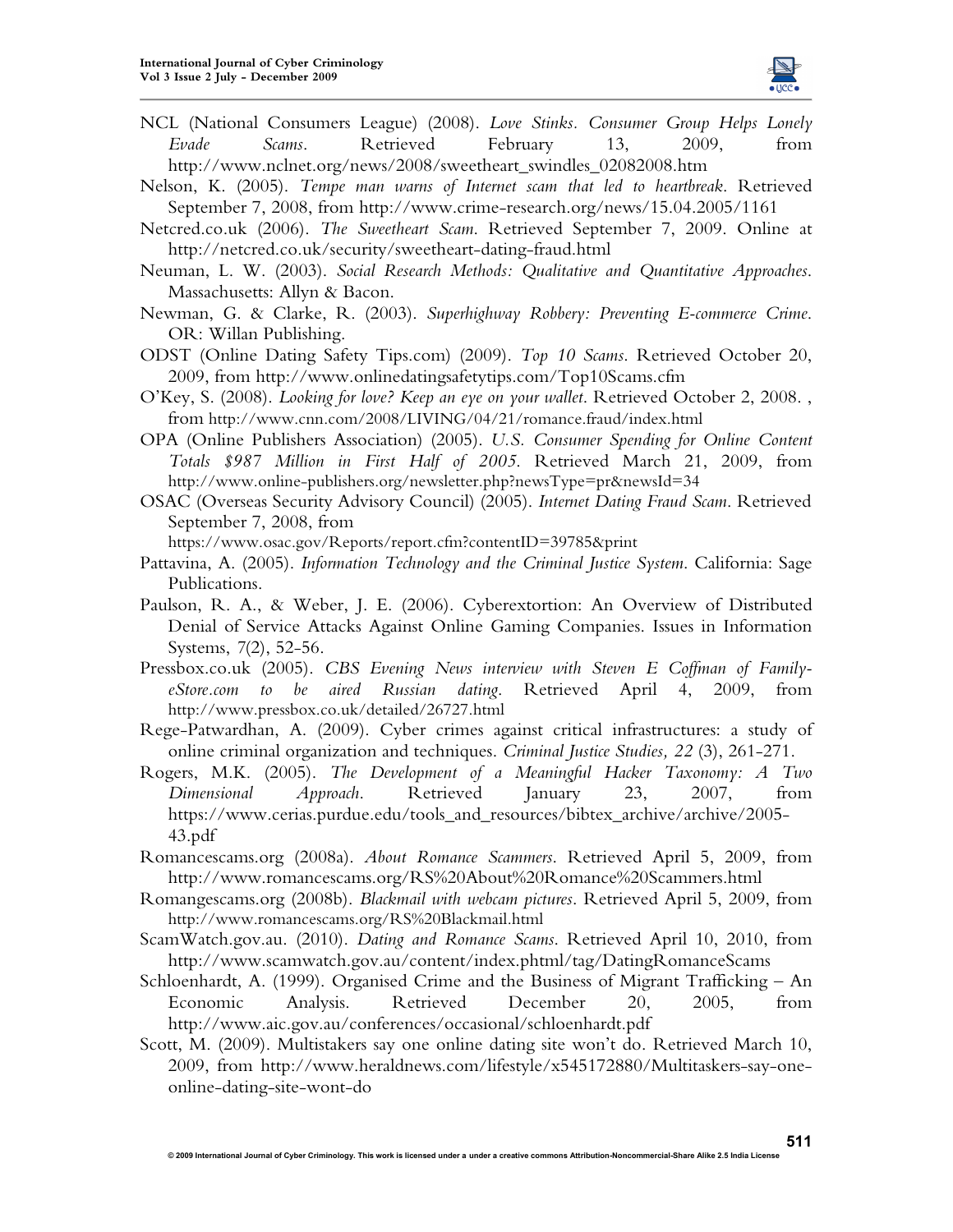NCL (National Consumers League) (2008). *Love Stinks. Consumer Group Helps Lonely Evade Scams*. Retrieved February 13, 2009, from http://www.nclnet.org/news/2008/sweetheart_swindles_02082008.htm

Nelson, K. (2005). *Tempe man warns of Internet scam that led to heartbreak*. Retrieved September 7, 2008, from http://www.crime-research.org/news/15.04.2005/1161

Netcred.co.uk (2006). *The Sweetheart Scam*. Retrieved September 7, 2009. Online at http://netcred.co.uk/security/sweetheart-dating-fraud.html

Neuman, L. W. (2003). *Social Research Methods: Qualitative and Quantitative Approaches*. Massachusetts: Allyn & Bacon.

Newman, G. & Clarke, R. (2003). *Superhighway Robbery: Preventing E-commerce Crime*. OR: Willan Publishing.

ODST (Online Dating Safety Tips.com) (2009). *Top 10 Scams*. Retrieved October 20, 2009, from http://www.onlinedatingsafetytips.com/Top10Scams.cfm

O'Key, S. (2008). *Looking for love? Keep an eye on your wallet*. Retrieved October 2, 2008. , from http://www.cnn.com/2008/LIVING/04/21/romance.fraud/index.html

OPA (Online Publishers Association) (2005). *U.S. Consumer Spending for Online Content Totals $987 Million in First Half of 2005*. Retrieved March 21, 2009, from http://www.online-publishers.org/newsletter.php?newsType=pr&newsId=34

OSAC (Overseas Security Advisory Council) (2005). *Internet Dating Fraud Scam*. Retrieved September 7, 2008, from https://www.osac.gov/Reports/report.cfm?contentID=39785&print

Pattavina, A. (2005). *Information Technology and the Criminal Justice System*. California: Sage Publications.

Paulson, R. A., & Weber, J. E. (2006). Cyberextortion: An Overview of Distributed Denial of Service Attacks Against Online Gaming Companies. Issues in Information Systems, 7(2), 52-56.

Pressbox.co.uk (2005). *CBS Evening News interview with Steven E Coffman of Family-eStore.com to be aired Russian dating*. Retrieved April 4, 2009, from http://www.pressbox.co.uk/detailed/26727.html

Rege-Patwardhan, A. (2009). Cyber crimes against critical infrastructures: a study of online criminal organization and techniques. *Criminal Justice Studies, 22* (3), 261-271.

Rogers, M.K. (2005). *The Development of a Meaningful Hacker Taxonomy: A Two Dimensional Approach*. Retrieved January 23, 2007, from https://www.cerias.purdue.edu/tools_and_resources/bibtex_archive/archive/2005-43.pdf

Romancescams.org (2008a). *About Romance Scammers*. Retrieved April 5, 2009, from http://www.romancescams.org/RS%20About%20Romance%20Scammers.html

Romangescams.org (2008b). *Blackmail with webcam pictures*. Retrieved April 5, 2009, from http://www.romancescams.org/RS%20Blackmail.html

ScamWatch.gov.au. (2010). *Dating and Romance Scams*. Retrieved April 10, 2010, from http://www.scamwatch.gov.au/content/index.phtml/tag/DatingRomanceScams

Schloenhardt, A. (1999). Organised Crime and the Business of Migrant Trafficking – An Economic Analysis. Retrieved December 20, 2005, from http://www.aic.gov.au/conferences/occasional/schloenhardt.pdf

Scott, M. (2009). Multistakers say one online dating site won't do. Retrieved March 10, 2009, from http://www.heraldnews.com/lifestyle/x545172880/Multitaskers-say-one-online-dating-site-wont-do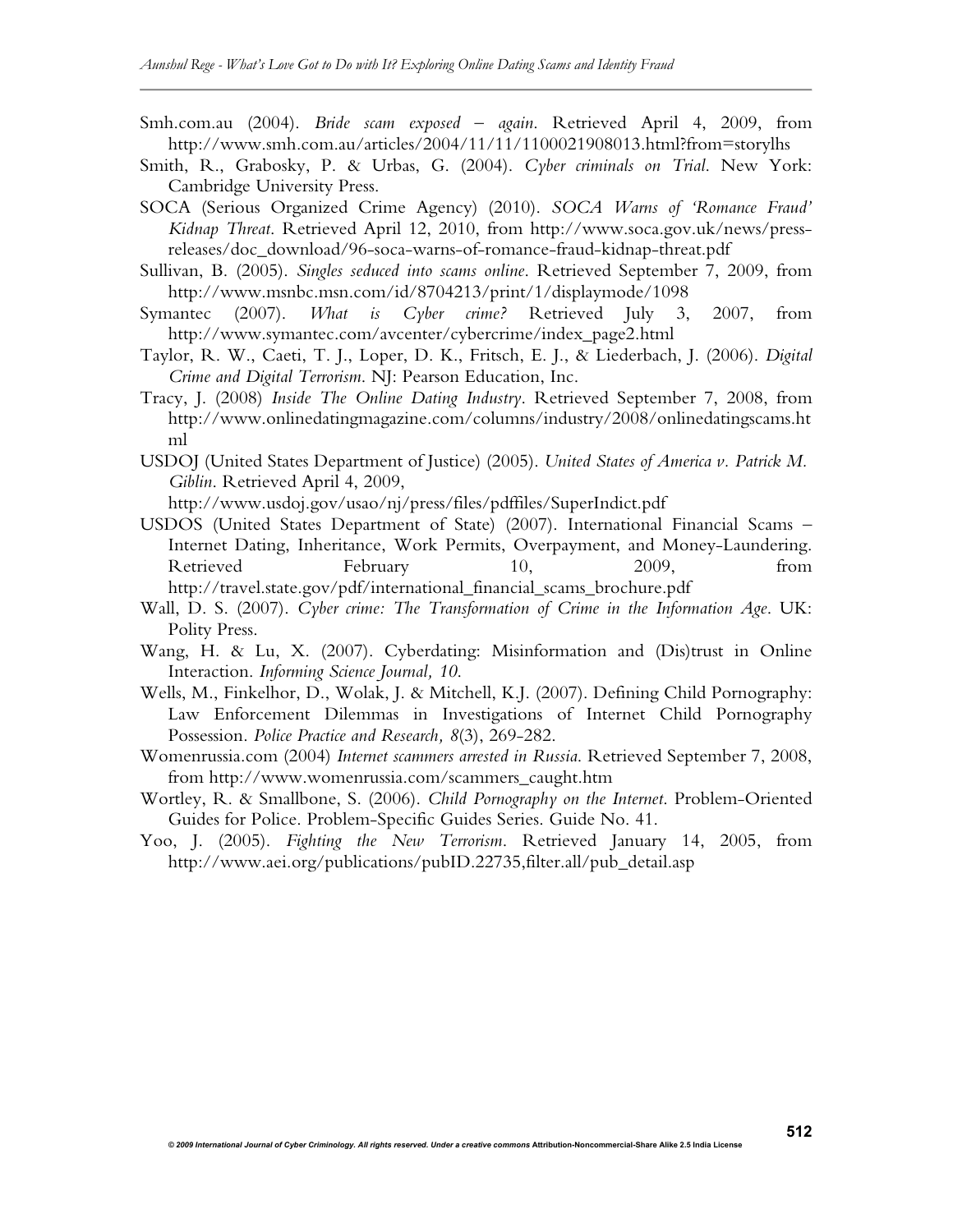Smh.com.au (2004). *Bride scam exposed – again*. Retrieved April 4, 2009, from http://www.smh.com.au/articles/2004/11/11/1100021908013.html?from=storylhs

Smith, R., Grabosky, P. & Urbas, G. (2004). *Cyber criminals on Trial*. New York: Cambridge University Press.

SOCA (Serious Organized Crime Agency) (2010). *SOCA Warns of 'Romance Fraud' Kidnap Threat*. Retrieved April 12, 2010, from http://www.soca.gov.uk/news/press-releases/doc_download/96-soca-warns-of-romance-fraud-kidnap-threat.pdf

Sullivan, B. (2005). *Singles seduced into scams online*. Retrieved September 7, 2009, from http://www.msnbc.msn.com/id/8704213/print/1/displaymode/1098

Symantec (2007). *What is Cyber crime?* Retrieved July 3, 2007, from http://www.symantec.com/avcenter/cybercrime/index_page2.html

Taylor, R. W., Caeti, T. J., Loper, D. K., Fritsch, E. J., & Liederbach, J. (2006). *Digital Crime and Digital Terrorism*. NJ: Pearson Education, Inc.

Tracy, J. (2008) *Inside The Online Dating Industry*. Retrieved September 7, 2008, from http://www.onlinedatingmagazine.com/columns/industry/2008/onlinedatingscams.html

USDOJ (United States Department of Justice) (2005). *United States of America v. Patrick M. Giblin*. Retrieved April 4, 2009, http://www.usdoj.gov/usao/nj/press/files/pdffiles/SuperIndict.pdf

USDOS (United States Department of State) (2007). International Financial Scams – Internet Dating, Inheritance, Work Permits, Overpayment, and Money-Laundering. Retrieved February 10, 2009, from http://travel.state.gov/pdf/international_financial_scams_brochure.pdf

Wall, D. S. (2007). *Cyber crime: The Transformation of Crime in the Information Age*. UK: Polity Press.

Wang, H. & Lu, X. (2007). Cyberdating: Misinformation and (Dis)trust in Online Interaction. *Informing Science Journal, 10*.

Wells, M., Finkelhor, D., Wolak, J. & Mitchell, K.J. (2007). Defining Child Pornography: Law Enforcement Dilemmas in Investigations of Internet Child Pornography Possession. *Police Practice and Research, 8*(3), 269-282.

Womenrussia.com (2004) *Internet scammers arrested in Russia*. Retrieved September 7, 2008, from http://www.womenrussia.com/scammers_caught.htm

Wortley, R. & Smallbone, S. (2006). *Child Pornography on the Internet*. Problem-Oriented Guides for Police. Problem-Specific Guides Series. Guide No. 41.

Yoo, J. (2005). *Fighting the New Terrorism*. Retrieved January 14, 2005, from http://www.aei.org/publications/pubID.22735,filter.all/pub_detail.asp